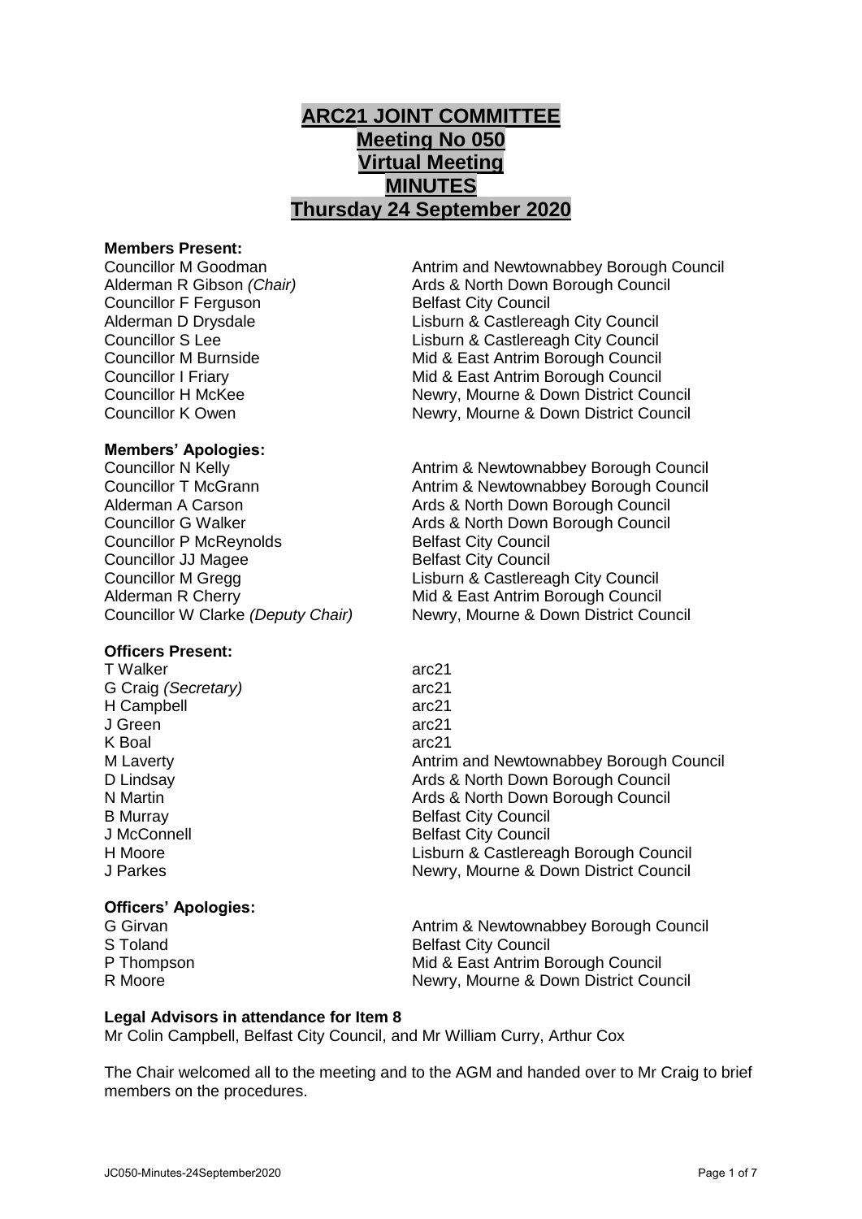# ARC21 JOINT COMMITTEE
# Meeting No 050
# Virtual Meeting
# MINUTES
# Thursday 24 September 2020

**Members Present:**

| | |
|---|---|
| Councillor M Goodman | Antrim and Newtownabbey Borough Council |
| Alderman R Gibson *(Chair)* | Ards & North Down Borough Council |
| Councillor F Ferguson | Belfast City Council |
| Alderman D Drysdale | Lisburn & Castlereagh City Council |
| Councillor S Lee | Lisburn & Castlereagh City Council |
| Councillor M Burnside | Mid & East Antrim Borough Council |
| Councillor I Friary | Mid & East Antrim Borough Council |
| Councillor H McKee | Newry, Mourne & Down District Council |
| Councillor K Owen | Newry, Mourne & Down District Council |

**Members' Apologies:**

| | |
|---|---|
| Councillor N Kelly | Antrim & Newtownabbey Borough Council |
| Councillor T McGrann | Antrim & Newtownabbey Borough Council |
| Alderman A Carson | Ards & North Down Borough Council |
| Councillor G Walker | Ards & North Down Borough Council |
| Councillor P McReynolds | Belfast City Council |
| Councillor JJ Magee | Belfast City Council |
| Councillor M Gregg | Lisburn & Castlereagh City Council |
| Alderman R Cherry | Mid & East Antrim Borough Council |
| Councillor W Clarke *(Deputy Chair)* | Newry, Mourne & Down District Council |

**Officers Present:**

| | |
|---|---|
| T Walker | arc21 |
| G Craig *(Secretary)* | arc21 |
| H Campbell | arc21 |
| J Green | arc21 |
| K Boal | arc21 |
| M Laverty | Antrim and Newtownabbey Borough Council |
| D Lindsay | Ards & North Down Borough Council |
| N Martin | Ards & North Down Borough Council |
| B Murray | Belfast City Council |
| J McConnell | Belfast City Council |
| H Moore | Lisburn & Castlereagh Borough Council |
| J Parkes | Newry, Mourne & Down District Council |

**Officers' Apologies:**

| | |
|---|---|
| G Girvan | Antrim & Newtownabbey Borough Council |
| S Toland | Belfast City Council |
| P Thompson | Mid & East Antrim Borough Council |
| R Moore | Newry, Mourne & Down District Council |

**Legal Advisors in attendance for Item 8**

Mr Colin Campbell, Belfast City Council, and Mr William Curry, Arthur Cox

The Chair welcomed all to the meeting and to the AGM and handed over to Mr Craig to brief members on the procedures.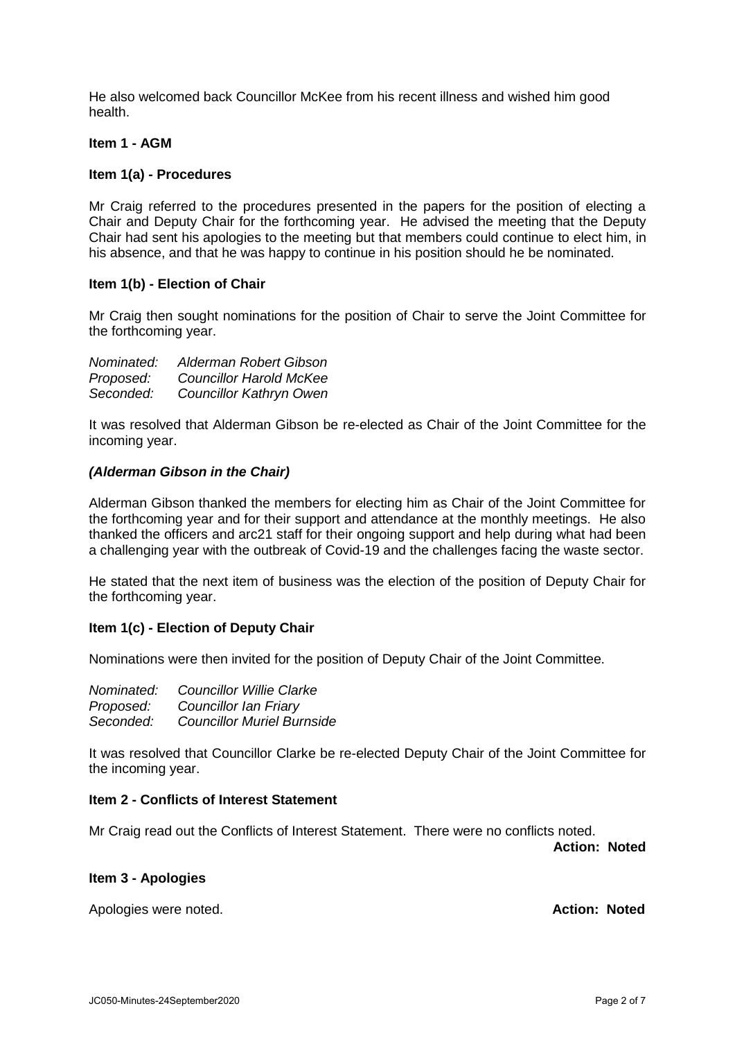He also welcomed back Councillor McKee from his recent illness and wished him good health.

**Item 1 - AGM**

**Item 1(a) - Procedures**

Mr Craig referred to the procedures presented in the papers for the position of electing a Chair and Deputy Chair for the forthcoming year. He advised the meeting that the Deputy Chair had sent his apologies to the meeting but that members could continue to elect him, in his absence, and that he was happy to continue in his position should he be nominated.

**Item 1(b) - Election of Chair**

Mr Craig then sought nominations for the position of Chair to serve the Joint Committee for the forthcoming year.

*Nominated: Alderman Robert Gibson*
*Proposed: Councillor Harold McKee*
*Seconded: Councillor Kathryn Owen*

It was resolved that Alderman Gibson be re-elected as Chair of the Joint Committee for the incoming year.

***(Alderman Gibson in the Chair)***

Alderman Gibson thanked the members for electing him as Chair of the Joint Committee for the forthcoming year and for their support and attendance at the monthly meetings. He also thanked the officers and arc21 staff for their ongoing support and help during what had been a challenging year with the outbreak of Covid-19 and the challenges facing the waste sector.

He stated that the next item of business was the election of the position of Deputy Chair for the forthcoming year.

**Item 1(c) - Election of Deputy Chair**

Nominations were then invited for the position of Deputy Chair of the Joint Committee.

*Nominated: Councillor Willie Clarke*
*Proposed: Councillor Ian Friary*
*Seconded: Councillor Muriel Burnside*

It was resolved that Councillor Clarke be re-elected Deputy Chair of the Joint Committee for the incoming year.

**Item 2 - Conflicts of Interest Statement**

Mr Craig read out the Conflicts of Interest Statement. There were no conflicts noted.

**Action: Noted**

**Item 3 - Apologies**

Apologies were noted. **Action: Noted**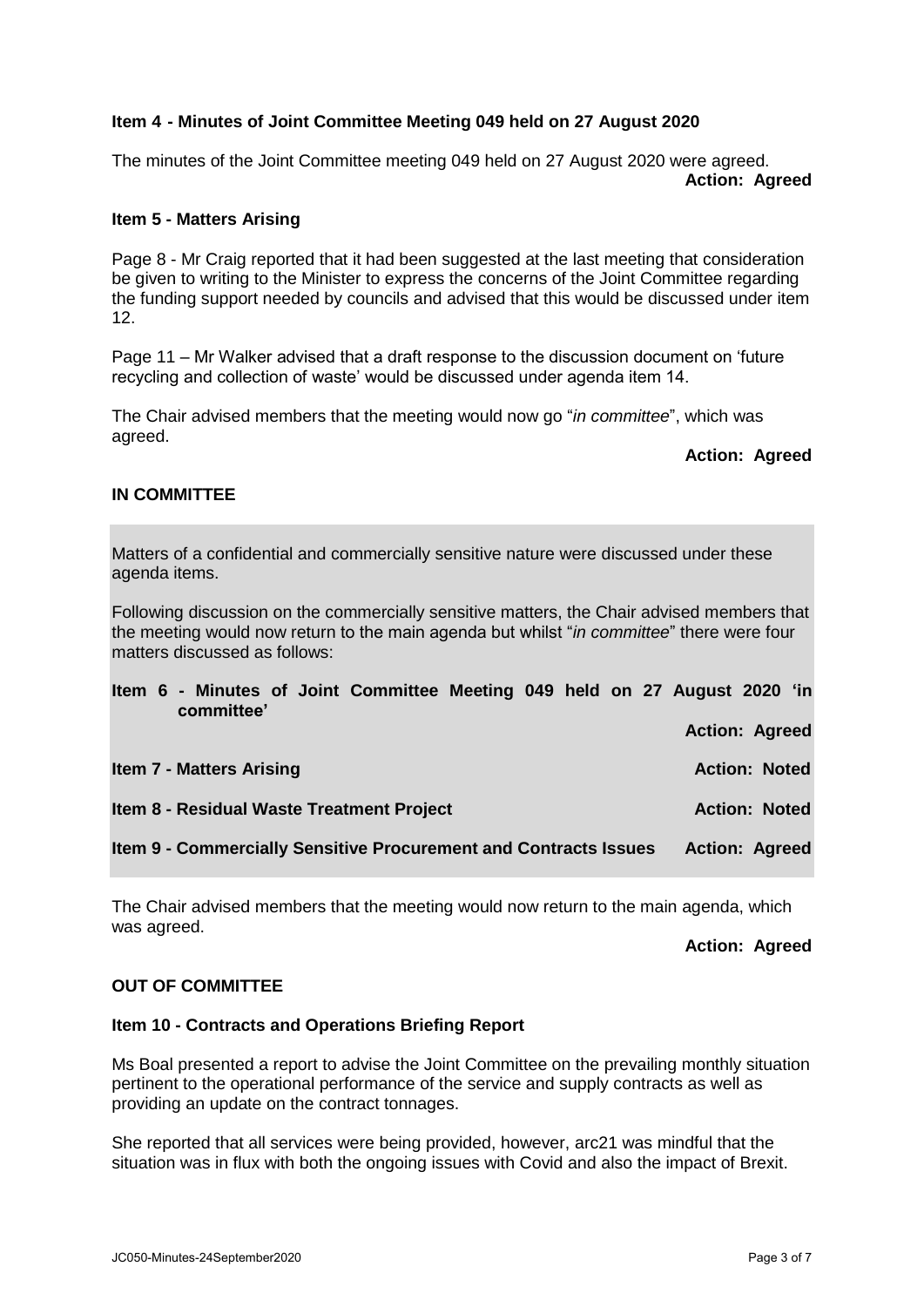**Item 4 - Minutes of Joint Committee Meeting 049 held on 27 August 2020**

The minutes of the Joint Committee meeting 049 held on 27 August 2020 were agreed.

**Action: Agreed**

**Item 5 - Matters Arising**

Page 8 - Mr Craig reported that it had been suggested at the last meeting that consideration be given to writing to the Minister to express the concerns of the Joint Committee regarding the funding support needed by councils and advised that this would be discussed under item 12.

Page 11 – Mr Walker advised that a draft response to the discussion document on 'future recycling and collection of waste' would be discussed under agenda item 14.

The Chair advised members that the meeting would now go "*in committee*", which was agreed.

**Action: Agreed**

**IN COMMITTEE**

Matters of a confidential and commercially sensitive nature were discussed under these agenda items.

Following discussion on the commercially sensitive matters, the Chair advised members that the meeting would now return to the main agenda but whilst "*in committee*" there were four matters discussed as follows:

**Item 6 - Minutes of Joint Committee Meeting 049 held on 27 August 2020 'in committee'**

**Action: Agreed**

**Item 7 - Matters Arising** — **Action: Noted**

**Item 8 - Residual Waste Treatment Project** — **Action: Noted**

**Item 9 - Commercially Sensitive Procurement and Contracts Issues** — **Action: Agreed**

The Chair advised members that the meeting would now return to the main agenda, which was agreed.

**Action: Agreed**

**OUT OF COMMITTEE**

**Item 10 - Contracts and Operations Briefing Report**

Ms Boal presented a report to advise the Joint Committee on the prevailing monthly situation pertinent to the operational performance of the service and supply contracts as well as providing an update on the contract tonnages.

She reported that all services were being provided, however, arc21 was mindful that the situation was in flux with both the ongoing issues with Covid and also the impact of Brexit.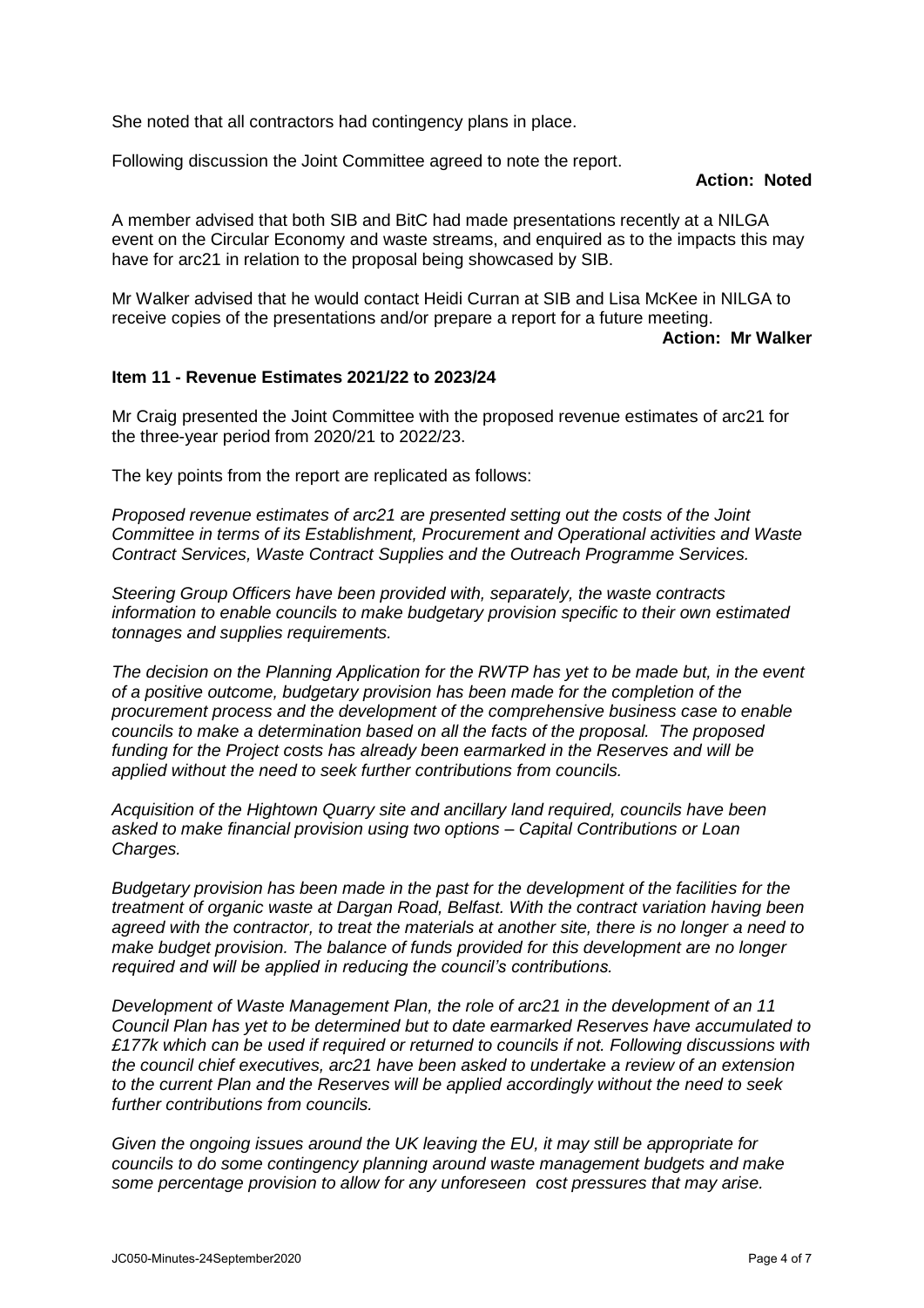She noted that all contractors had contingency plans in place.

Following discussion the Joint Committee agreed to note the report.

**Action: Noted**

A member advised that both SIB and BitC had made presentations recently at a NILGA event on the Circular Economy and waste streams, and enquired as to the impacts this may have for arc21 in relation to the proposal being showcased by SIB.

Mr Walker advised that he would contact Heidi Curran at SIB and Lisa McKee in NILGA to receive copies of the presentations and/or prepare a report for a future meeting.

**Action: Mr Walker**

**Item 11 - Revenue Estimates 2021/22 to 2023/24**

Mr Craig presented the Joint Committee with the proposed revenue estimates of arc21 for the three-year period from 2020/21 to 2022/23.

The key points from the report are replicated as follows:

*Proposed revenue estimates of arc21 are presented setting out the costs of the Joint Committee in terms of its Establishment, Procurement and Operational activities and Waste Contract Services, Waste Contract Supplies and the Outreach Programme Services.*

*Steering Group Officers have been provided with, separately, the waste contracts information to enable councils to make budgetary provision specific to their own estimated tonnages and supplies requirements.*

*The decision on the Planning Application for the RWTP has yet to be made but, in the event of a positive outcome, budgetary provision has been made for the completion of the procurement process and the development of the comprehensive business case to enable councils to make a determination based on all the facts of the proposal. The proposed funding for the Project costs has already been earmarked in the Reserves and will be applied without the need to seek further contributions from councils.*

*Acquisition of the Hightown Quarry site and ancillary land required, councils have been asked to make financial provision using two options – Capital Contributions or Loan Charges.*

*Budgetary provision has been made in the past for the development of the facilities for the treatment of organic waste at Dargan Road, Belfast. With the contract variation having been agreed with the contractor, to treat the materials at another site, there is no longer a need to make budget provision. The balance of funds provided for this development are no longer required and will be applied in reducing the council's contributions.*

*Development of Waste Management Plan, the role of arc21 in the development of an 11 Council Plan has yet to be determined but to date earmarked Reserves have accumulated to £177k which can be used if required or returned to councils if not. Following discussions with the council chief executives, arc21 have been asked to undertake a review of an extension to the current Plan and the Reserves will be applied accordingly without the need to seek further contributions from councils.*

*Given the ongoing issues around the UK leaving the EU, it may still be appropriate for councils to do some contingency planning around waste management budgets and make some percentage provision to allow for any unforeseen cost pressures that may arise.*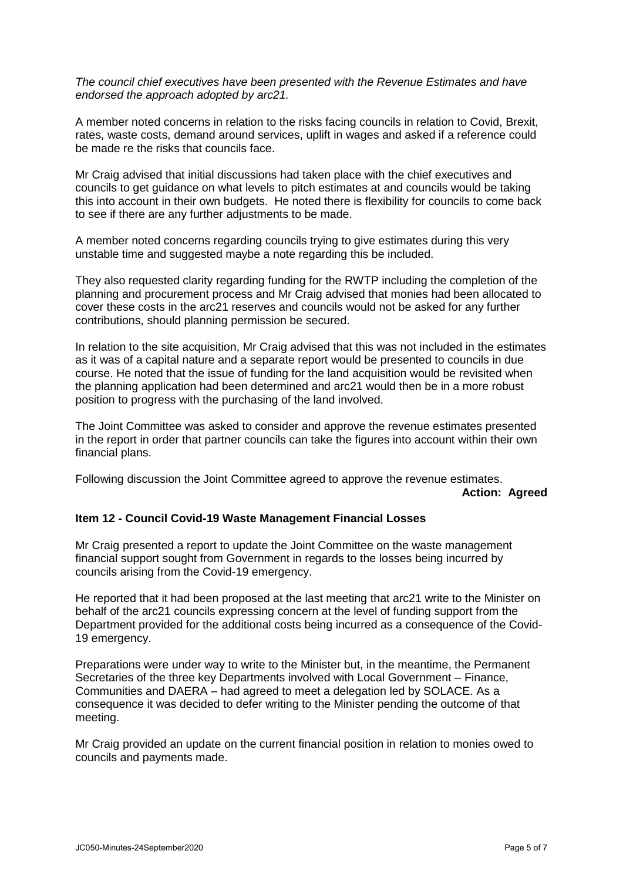*The council chief executives have been presented with the Revenue Estimates and have endorsed the approach adopted by arc21.*

A member noted concerns in relation to the risks facing councils in relation to Covid, Brexit, rates, waste costs, demand around services, uplift in wages and asked if a reference could be made re the risks that councils face.

Mr Craig advised that initial discussions had taken place with the chief executives and councils to get guidance on what levels to pitch estimates at and councils would be taking this into account in their own budgets. He noted there is flexibility for councils to come back to see if there are any further adjustments to be made.

A member noted concerns regarding councils trying to give estimates during this very unstable time and suggested maybe a note regarding this be included.

They also requested clarity regarding funding for the RWTP including the completion of the planning and procurement process and Mr Craig advised that monies had been allocated to cover these costs in the arc21 reserves and councils would not be asked for any further contributions, should planning permission be secured.

In relation to the site acquisition, Mr Craig advised that this was not included in the estimates as it was of a capital nature and a separate report would be presented to councils in due course. He noted that the issue of funding for the land acquisition would be revisited when the planning application had been determined and arc21 would then be in a more robust position to progress with the purchasing of the land involved.

The Joint Committee was asked to consider and approve the revenue estimates presented in the report in order that partner councils can take the figures into account within their own financial plans.

Following discussion the Joint Committee agreed to approve the revenue estimates.

**Action: Agreed**

**Item 12 - Council Covid-19 Waste Management Financial Losses**

Mr Craig presented a report to update the Joint Committee on the waste management financial support sought from Government in regards to the losses being incurred by councils arising from the Covid-19 emergency.

He reported that it had been proposed at the last meeting that arc21 write to the Minister on behalf of the arc21 councils expressing concern at the level of funding support from the Department provided for the additional costs being incurred as a consequence of the Covid-19 emergency.

Preparations were under way to write to the Minister but, in the meantime, the Permanent Secretaries of the three key Departments involved with Local Government – Finance, Communities and DAERA – had agreed to meet a delegation led by SOLACE. As a consequence it was decided to defer writing to the Minister pending the outcome of that meeting.

Mr Craig provided an update on the current financial position in relation to monies owed to councils and payments made.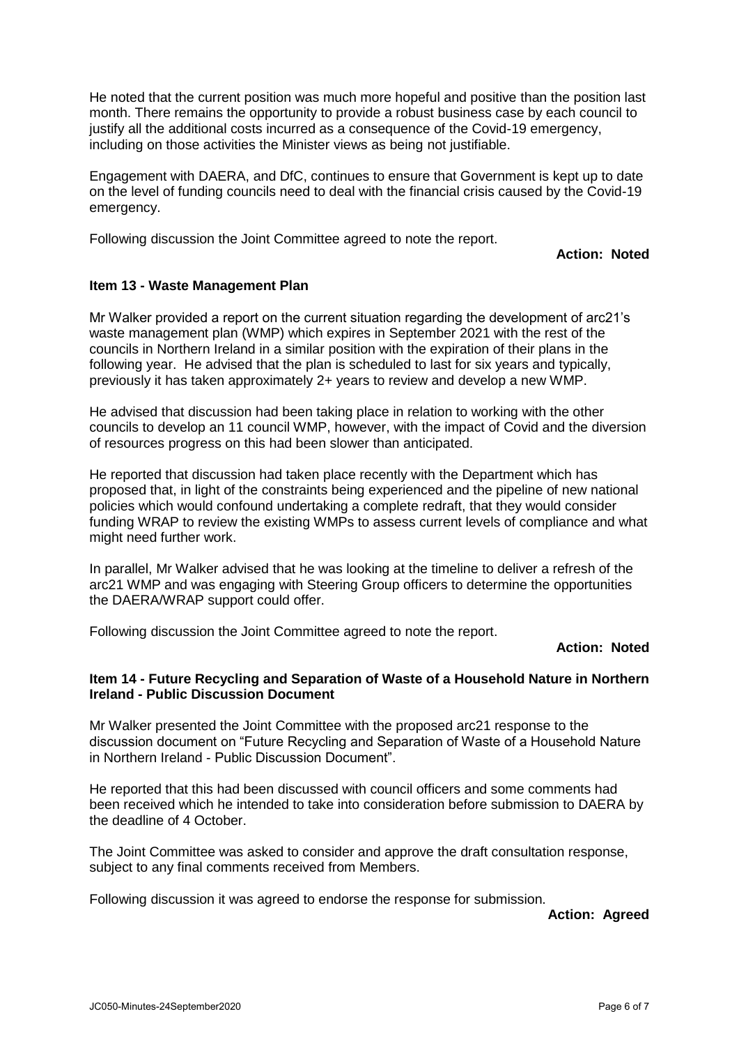He noted that the current position was much more hopeful and positive than the position last month. There remains the opportunity to provide a robust business case by each council to justify all the additional costs incurred as a consequence of the Covid-19 emergency, including on those activities the Minister views as being not justifiable.

Engagement with DAERA, and DfC, continues to ensure that Government is kept up to date on the level of funding councils need to deal with the financial crisis caused by the Covid-19 emergency.

Following discussion the Joint Committee agreed to note the report.

**Action: Noted**

**Item 13 - Waste Management Plan**

Mr Walker provided a report on the current situation regarding the development of arc21's waste management plan (WMP) which expires in September 2021 with the rest of the councils in Northern Ireland in a similar position with the expiration of their plans in the following year. He advised that the plan is scheduled to last for six years and typically, previously it has taken approximately 2+ years to review and develop a new WMP.

He advised that discussion had been taking place in relation to working with the other councils to develop an 11 council WMP, however, with the impact of Covid and the diversion of resources progress on this had been slower than anticipated.

He reported that discussion had taken place recently with the Department which has proposed that, in light of the constraints being experienced and the pipeline of new national policies which would confound undertaking a complete redraft, that they would consider funding WRAP to review the existing WMPs to assess current levels of compliance and what might need further work.

In parallel, Mr Walker advised that he was looking at the timeline to deliver a refresh of the arc21 WMP and was engaging with Steering Group officers to determine the opportunities the DAERA/WRAP support could offer.

Following discussion the Joint Committee agreed to note the report.

**Action: Noted**

**Item 14 - Future Recycling and Separation of Waste of a Household Nature in Northern Ireland - Public Discussion Document**

Mr Walker presented the Joint Committee with the proposed arc21 response to the discussion document on "Future Recycling and Separation of Waste of a Household Nature in Northern Ireland - Public Discussion Document".

He reported that this had been discussed with council officers and some comments had been received which he intended to take into consideration before submission to DAERA by the deadline of 4 October.

The Joint Committee was asked to consider and approve the draft consultation response, subject to any final comments received from Members.

Following discussion it was agreed to endorse the response for submission.

**Action: Agreed**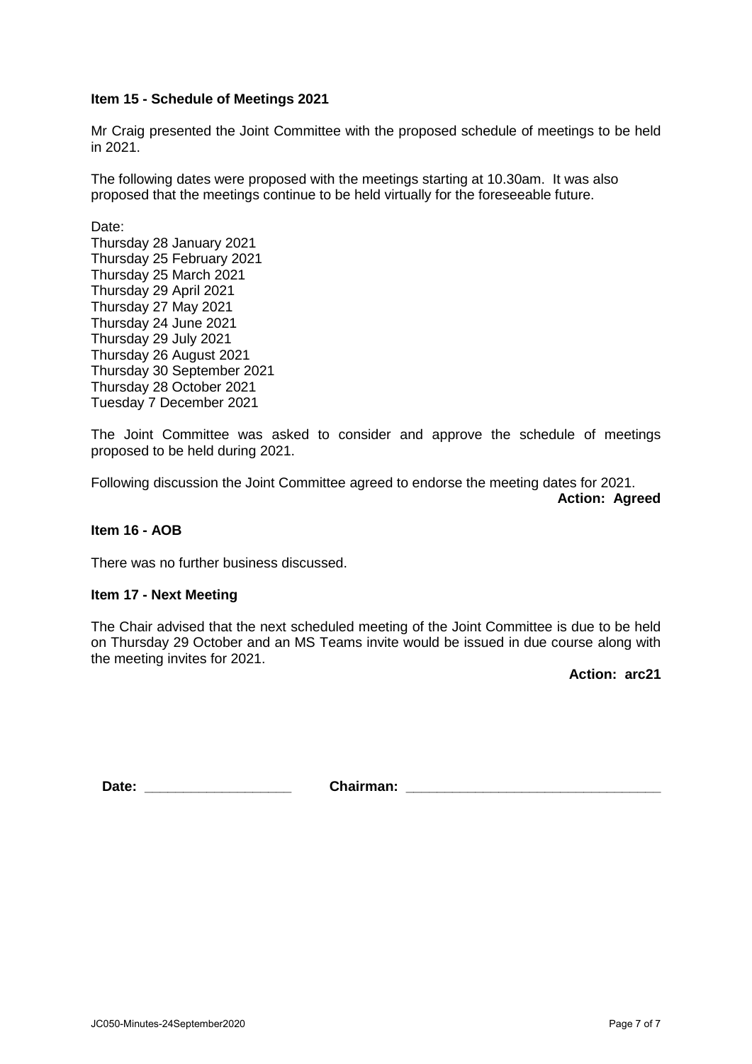**Item 15 - Schedule of Meetings 2021**

Mr Craig presented the Joint Committee with the proposed schedule of meetings to be held in 2021.

The following dates were proposed with the meetings starting at 10.30am. It was also proposed that the meetings continue to be held virtually for the foreseeable future.

Date:
Thursday 28 January 2021
Thursday 25 February 2021
Thursday 25 March 2021
Thursday 29 April 2021
Thursday 27 May 2021
Thursday 24 June 2021
Thursday 29 July 2021
Thursday 26 August 2021
Thursday 30 September 2021
Thursday 28 October 2021
Tuesday 7 December 2021

The Joint Committee was asked to consider and approve the schedule of meetings proposed to be held during 2021.

Following discussion the Joint Committee agreed to endorse the meeting dates for 2021.

**Action: Agreed**

**Item 16 - AOB**

There was no further business discussed.

**Item 17 - Next Meeting**

The Chair advised that the next scheduled meeting of the Joint Committee is due to be held on Thursday 29 October and an MS Teams invite would be issued in due course along with the meeting invites for 2021.

**Action: arc21**

**Date:** ___________________ **Chairman:** _________________________________